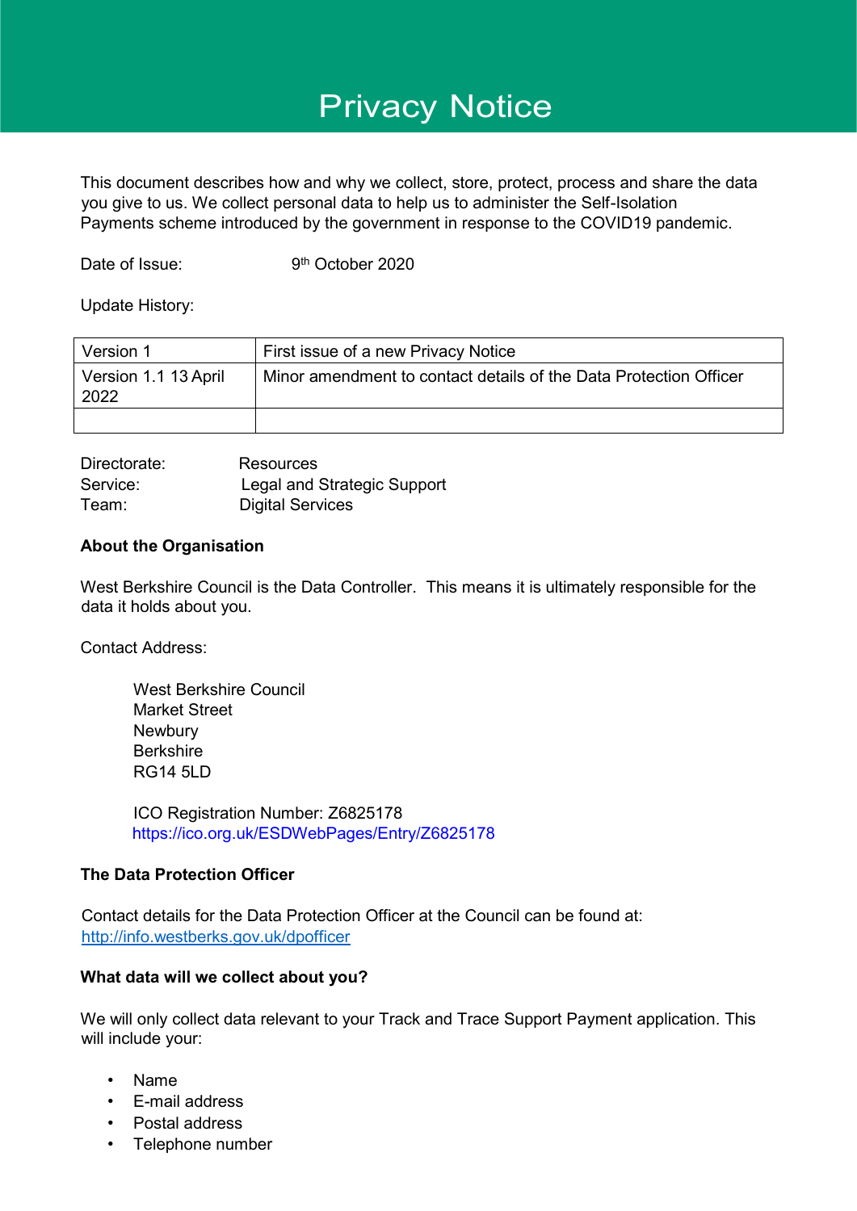# Privacy Notice

This document describes how and why we collect, store, protect, process and share the data you give to us. We collect personal data to help us to administer the Self-Isolation Payments scheme introduced by the government in response to the COVID19 pandemic.

Date of Issue: 9th October 2020

Update History:

| Version 1 | First issue of a new Privacy Notice |
|---|---|
| Version 1.1 13 April 2022 | Minor amendment to contact details of the Data Protection Officer |
| | |

Directorate: Resources
Service: Legal and Strategic Support
Team: Digital Services

**About the Organisation**

West Berkshire Council is the Data Controller. This means it is ultimately responsible for the data it holds about you.

Contact Address:

West Berkshire Council
Market Street
Newbury
Berkshire
RG14 5LD

ICO Registration Number: Z6825178
https://ico.org.uk/ESDWebPages/Entry/Z6825178

**The Data Protection Officer**

Contact details for the Data Protection Officer at the Council can be found at:
http://info.westberks.gov.uk/dpofficer

**What data will we collect about you?**

We will only collect data relevant to your Track and Trace Support Payment application. This will include your:

- Name
- E-mail address
- Postal address
- Telephone number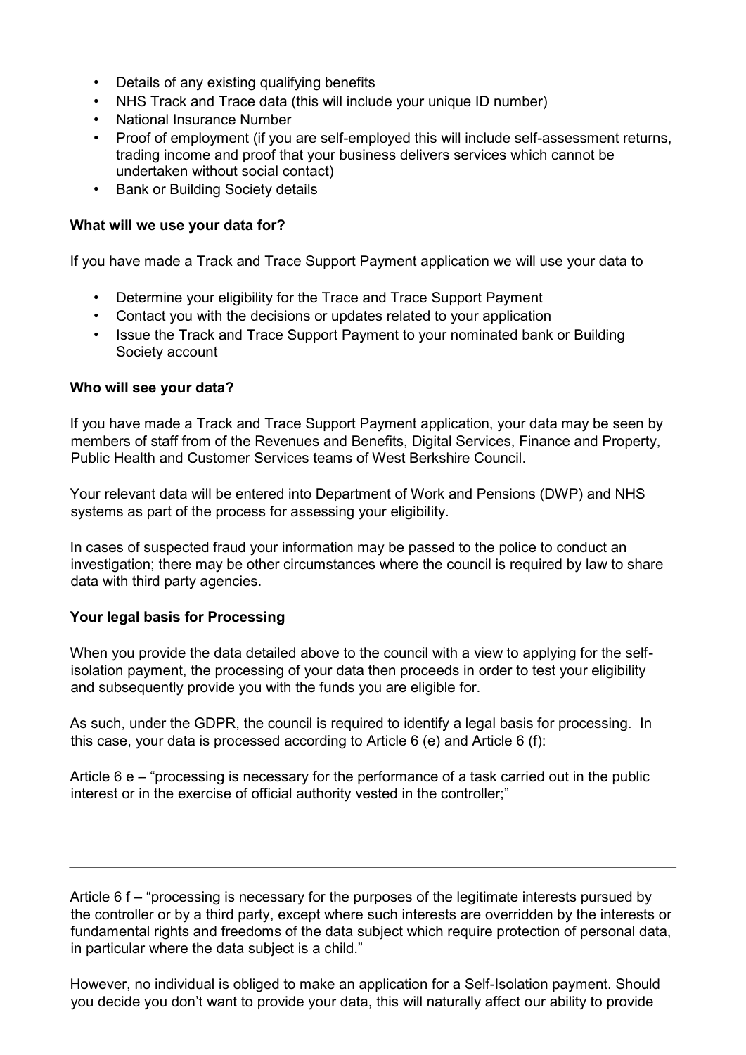- Details of any existing qualifying benefits
- NHS Track and Trace data (this will include your unique ID number)
- National Insurance Number
- Proof of employment (if you are self-employed this will include self-assessment returns, trading income and proof that your business delivers services which cannot be undertaken without social contact)
- Bank or Building Society details

**What will we use your data for?**

If you have made a Track and Trace Support Payment application we will use your data to

- Determine your eligibility for the Trace and Trace Support Payment
- Contact you with the decisions or updates related to your application
- Issue the Track and Trace Support Payment to your nominated bank or Building Society account

**Who will see your data?**

If you have made a Track and Trace Support Payment application, your data may be seen by members of staff from of the Revenues and Benefits, Digital Services, Finance and Property, Public Health and Customer Services teams of West Berkshire Council.

Your relevant data will be entered into Department of Work and Pensions (DWP) and NHS systems as part of the process for assessing your eligibility.

In cases of suspected fraud your information may be passed to the police to conduct an investigation; there may be other circumstances where the council is required by law to share data with third party agencies.

**Your legal basis for Processing**

When you provide the data detailed above to the council with a view to applying for the self-isolation payment, the processing of your data then proceeds in order to test your eligibility and subsequently provide you with the funds you are eligible for.

As such, under the GDPR, the council is required to identify a legal basis for processing. In this case, your data is processed according to Article 6 (e) and Article 6 (f):

Article 6 e – "processing is necessary for the performance of a task carried out in the public interest or in the exercise of official authority vested in the controller;"

Article 6 f – "processing is necessary for the purposes of the legitimate interests pursued by the controller or by a third party, except where such interests are overridden by the interests or fundamental rights and freedoms of the data subject which require protection of personal data, in particular where the data subject is a child."

However, no individual is obliged to make an application for a Self-Isolation payment. Should you decide you don't want to provide your data, this will naturally affect our ability to provide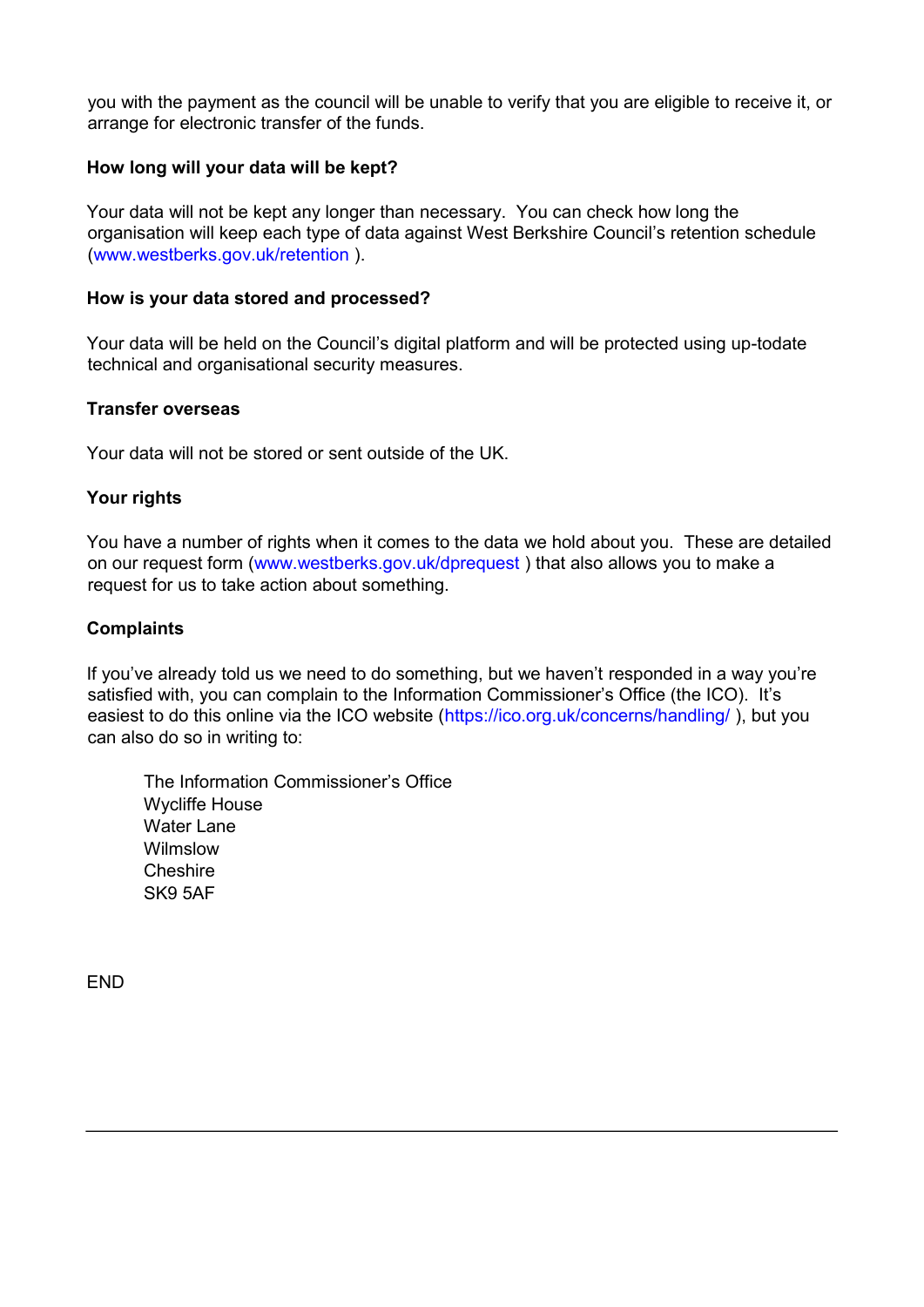you with the payment as the council will be unable to verify that you are eligible to receive it, or arrange for electronic transfer of the funds.

**How long will your data will be kept?**

Your data will not be kept any longer than necessary. You can check how long the organisation will keep each type of data against West Berkshire Council's retention schedule (www.westberks.gov.uk/retention ).

**How is your data stored and processed?**

Your data will be held on the Council's digital platform and will be protected using up-todate technical and organisational security measures.

**Transfer overseas**

Your data will not be stored or sent outside of the UK.

**Your rights**

You have a number of rights when it comes to the data we hold about you. These are detailed on our request form (www.westberks.gov.uk/dprequest ) that also allows you to make a request for us to take action about something.

**Complaints**

If you've already told us we need to do something, but we haven't responded in a way you're satisfied with, you can complain to the Information Commissioner's Office (the ICO). It's easiest to do this online via the ICO website (https://ico.org.uk/concerns/handling/ ), but you can also do so in writing to:

> The Information Commissioner's Office
> Wycliffe House
> Water Lane
> Wilmslow
> Cheshire
> SK9 5AF

END